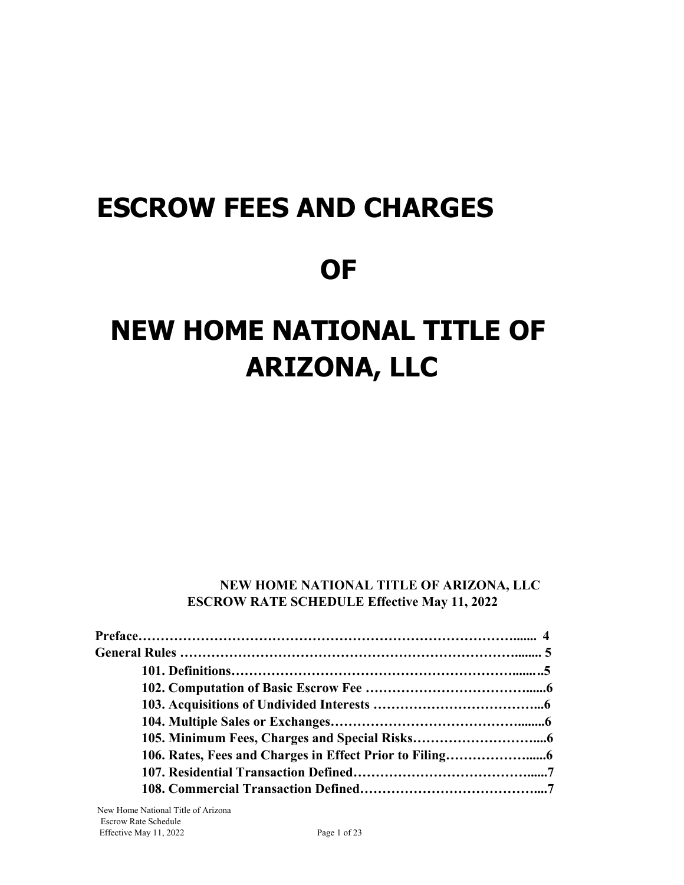# ESCROW FEES AND CHARGES

# OF

# NEW HOME NATIONAL TITLE OF ARIZONA, LLC

**NEW HOME NATIONAL TITLE OF ARIZONA, LLC**
**ESCROW RATE SCHEDULE Effective May 11, 2022**

**Preface……………………………………………………………………………....... 4**
**General Rules ……………………………………………………………………........ 5**

- **101. Definitions…………………………………………………………........5**
- **102. Computation of Basic Escrow Fee ………………………………......6**
- **103. Acquisitions of Undivided Interests ……………………………….....6**
- **104. Multiple Sales or Exchanges…………………………………….........6**
- **105. Minimum Fees, Charges and Special Risks……………………….....6**
- **106. Rates, Fees and Charges in Effect Prior to Filing……………….......6**
- **107. Residential Transaction Defined………………………………….......7**
- **108. Commercial Transaction Defined……………………………….......7**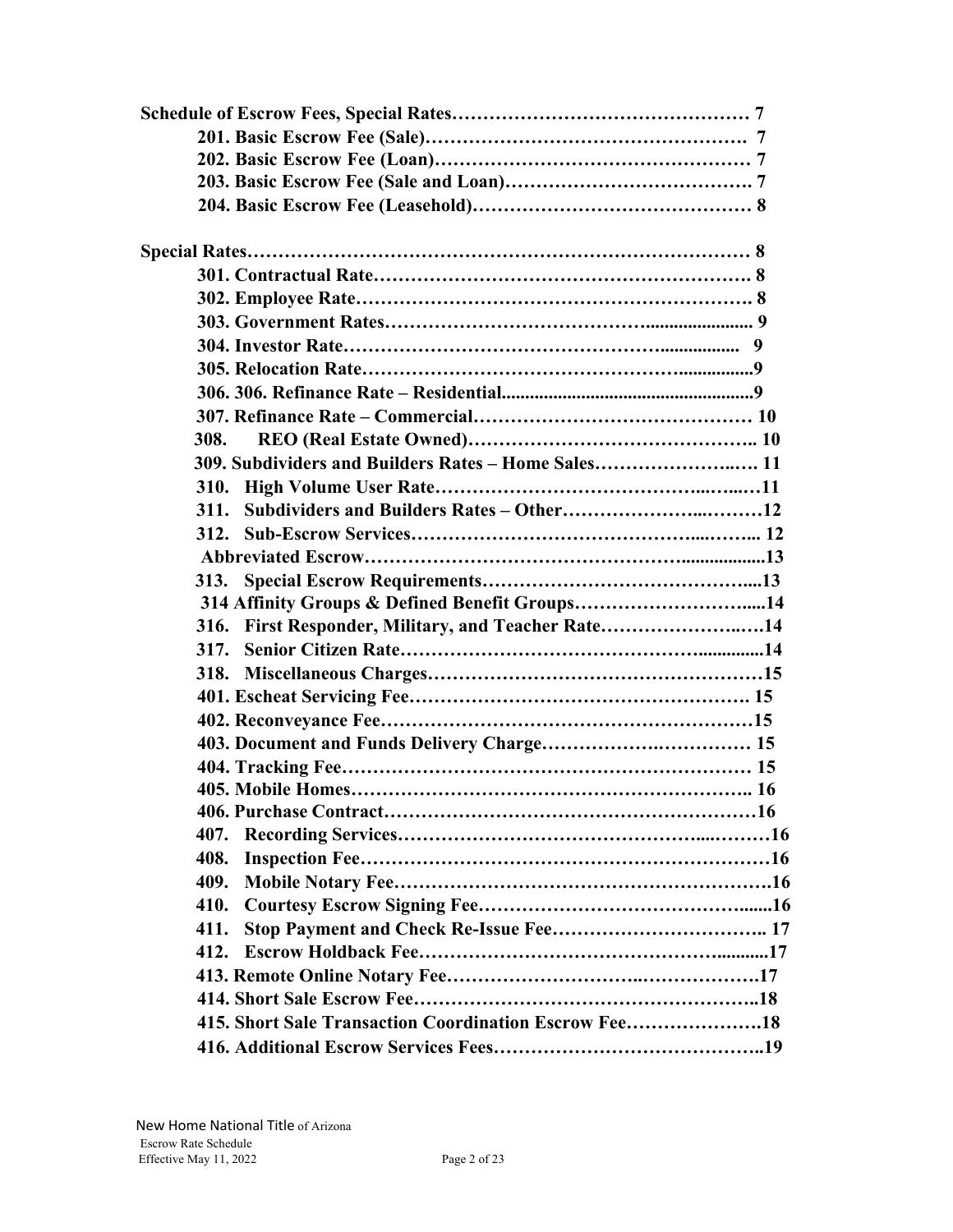**Schedule of Escrow Fees, Special Rates……………………………………… 7**

- **201. Basic Escrow Fee (Sale)…………………………………………… 7**
- **202. Basic Escrow Fee (Loan)…………………………………………… 7**
- **203. Basic Escrow Fee (Sale and Loan)………………………………… 7**
- **204. Basic Escrow Fee (Leasehold)……………………………………… 8**

**Special Rates……………………………………………………………………… 8**

- **301. Contractual Rate…………………………………………………… 8**
- **302. Employee Rate……………………………………………………… 8**
- **303. Government Rates………………………………………………… 9**
- **304. Investor Rate……………………………………………………… 9**
- **305. Relocation Rate……………………………………………………9**
- **306. 306. Refinance Rate – Residential…………………………………9**
- **307. Refinance Rate – Commercial……………………………………… 10**
- **308. REO (Real Estate Owned)………………………………………… 10**
- **309. Subdividers and Builders Rates – Home Sales…………………… 11**
- **310. High Volume User Rate……………………………………………11**
- **311. Subdividers and Builders Rates – Other…………………………12**
- **312. Sub-Escrow Services……………………………………………… 12**
- **Abbreviated Escrow…………………………………………………………13**
- **313. Special Escrow Requirements……………………………………13**
- **314 Affinity Groups & Defined Benefit Groups…………………………14**
- **316. First Responder, Military, and Teacher Rate………………………14**
- **317. Senior Citizen Rate…………………………………………………14**
- **318. Miscellaneous Charges………………………………………………15**
- **401. Escheat Servicing Fee……………………………………………… 15**
- **402. Reconveyance Fee……………………………………………………15**
- **403. Document and Funds Delivery Charge…………………………… 15**
- **404. Tracking Fee………………………………………………………… 15**
- **405. Mobile Homes……………………………………………………… 16**
- **406. Purchase Contract……………………………………………………16**
- **407. Recording Services……………………………………………………16**
- **408. Inspection Fee…………………………………………………………16**
- **409. Mobile Notary Fee……………………………………………………16**
- **410. Courtesy Escrow Signing Fee…………………………………………16**
- **411. Stop Payment and Check Re-Issue Fee……………………………… 17**
- **412. Escrow Holdback Fee…………………………………………………17**
- **413. Remote Online Notary Fee……………………………………………17**
- **414. Short Sale Escrow Fee…………………………………………………18**
- **415. Short Sale Transaction Coordination Escrow Fee……………………18**
- **416. Additional Escrow Services Fees………………………………………19**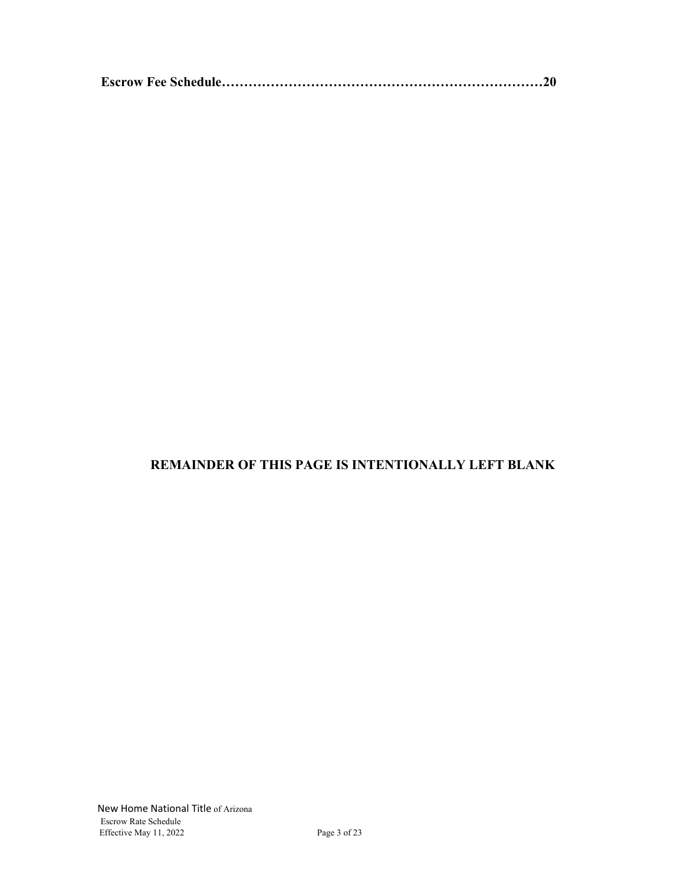**Escrow Fee Schedule……………………………………………………………20**

**REMAINDER OF THIS PAGE IS INTENTIONALLY LEFT BLANK**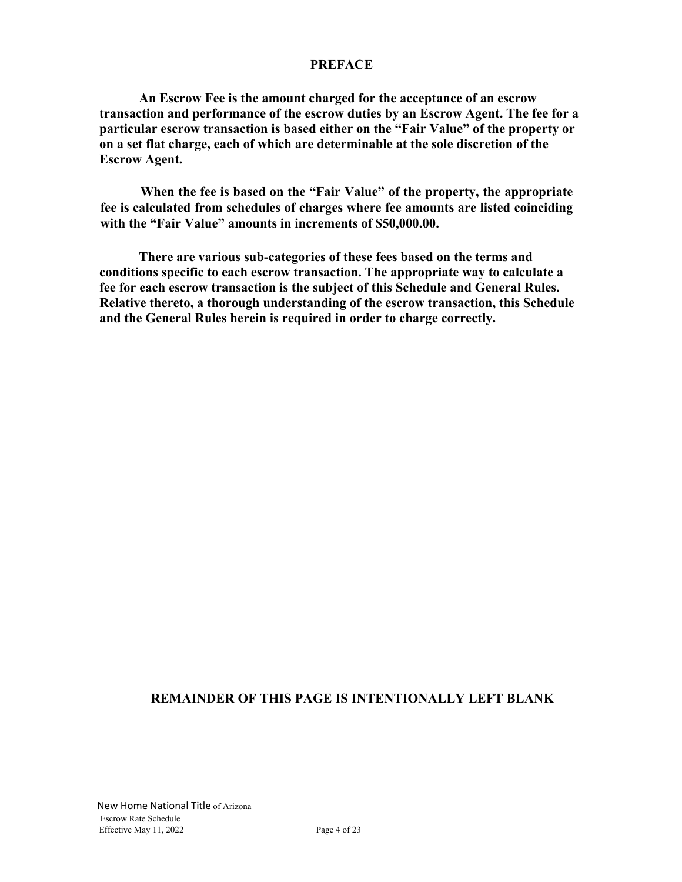## PREFACE

**An Escrow Fee is the amount charged for the acceptance of an escrow transaction and performance of the escrow duties by an Escrow Agent. The fee for a particular escrow transaction is based either on the "Fair Value" of the property or on a set flat charge, each of which are determinable at the sole discretion of the Escrow Agent.**

**When the fee is based on the "Fair Value" of the property, the appropriate fee is calculated from schedules of charges where fee amounts are listed coinciding with the "Fair Value" amounts in increments of $50,000.00.**

**There are various sub-categories of these fees based on the terms and conditions specific to each escrow transaction. The appropriate way to calculate a fee for each escrow transaction is the subject of this Schedule and General Rules. Relative thereto, a thorough understanding of the escrow transaction, this Schedule and the General Rules herein is required in order to charge correctly.**

**REMAINDER OF THIS PAGE IS INTENTIONALLY LEFT BLANK**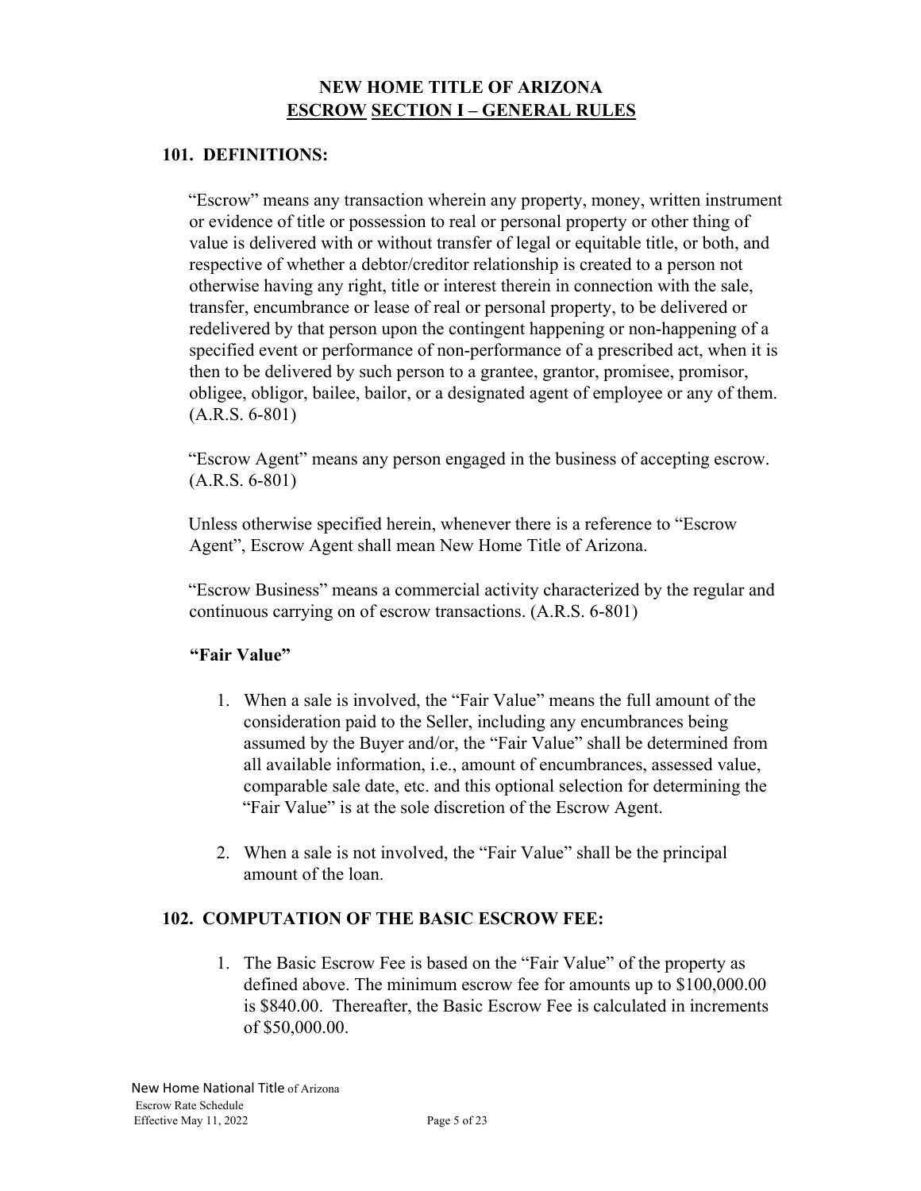# NEW HOME TITLE OF ARIZONA
## ESCROW SECTION I – GENERAL RULES

### 101. DEFINITIONS:

"Escrow" means any transaction wherein any property, money, written instrument or evidence of title or possession to real or personal property or other thing of value is delivered with or without transfer of legal or equitable title, or both, and respective of whether a debtor/creditor relationship is created to a person not otherwise having any right, title or interest therein in connection with the sale, transfer, encumbrance or lease of real or personal property, to be delivered or redelivered by that person upon the contingent happening or non-happening of a specified event or performance of non-performance of a prescribed act, when it is then to be delivered by such person to a grantee, grantor, promisee, promisor, obligee, obligor, bailee, bailor, or a designated agent of employee or any of them. (A.R.S. 6-801)

"Escrow Agent" means any person engaged in the business of accepting escrow. (A.R.S. 6-801)

Unless otherwise specified herein, whenever there is a reference to "Escrow Agent", Escrow Agent shall mean New Home Title of Arizona.

"Escrow Business" means a commercial activity characterized by the regular and continuous carrying on of escrow transactions. (A.R.S. 6-801)

**"Fair Value"**

1. When a sale is involved, the "Fair Value" means the full amount of the consideration paid to the Seller, including any encumbrances being assumed by the Buyer and/or, the "Fair Value" shall be determined from all available information, i.e., amount of encumbrances, assessed value, comparable sale date, etc. and this optional selection for determining the "Fair Value" is at the sole discretion of the Escrow Agent.

2. When a sale is not involved, the "Fair Value" shall be the principal amount of the loan.

### 102. COMPUTATION OF THE BASIC ESCROW FEE:

1. The Basic Escrow Fee is based on the "Fair Value" of the property as defined above. The minimum escrow fee for amounts up to $100,000.00 is $840.00. Thereafter, the Basic Escrow Fee is calculated in increments of $50,000.00.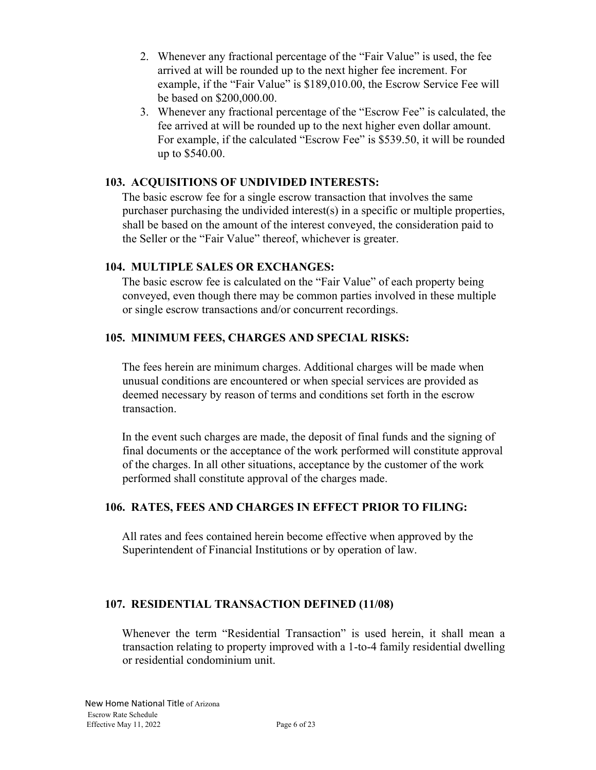2. Whenever any fractional percentage of the "Fair Value" is used, the fee arrived at will be rounded up to the next higher fee increment. For example, if the "Fair Value" is $189,010.00, the Escrow Service Fee will be based on $200,000.00.
3. Whenever any fractional percentage of the "Escrow Fee" is calculated, the fee arrived at will be rounded up to the next higher even dollar amount. For example, if the calculated "Escrow Fee" is $539.50, it will be rounded up to $540.00.

## 103. ACQUISITIONS OF UNDIVIDED INTERESTS:

The basic escrow fee for a single escrow transaction that involves the same purchaser purchasing the undivided interest(s) in a specific or multiple properties, shall be based on the amount of the interest conveyed, the consideration paid to the Seller or the "Fair Value" thereof, whichever is greater.

## 104. MULTIPLE SALES OR EXCHANGES:

The basic escrow fee is calculated on the "Fair Value" of each property being conveyed, even though there may be common parties involved in these multiple or single escrow transactions and/or concurrent recordings.

## 105. MINIMUM FEES, CHARGES AND SPECIAL RISKS:

The fees herein are minimum charges. Additional charges will be made when unusual conditions are encountered or when special services are provided as deemed necessary by reason of terms and conditions set forth in the escrow transaction.

In the event such charges are made, the deposit of final funds and the signing of final documents or the acceptance of the work performed will constitute approval of the charges. In all other situations, acceptance by the customer of the work performed shall constitute approval of the charges made.

## 106. RATES, FEES AND CHARGES IN EFFECT PRIOR TO FILING:

All rates and fees contained herein become effective when approved by the Superintendent of Financial Institutions or by operation of law.

## 107. RESIDENTIAL TRANSACTION DEFINED (11/08)

Whenever the term "Residential Transaction" is used herein, it shall mean a transaction relating to property improved with a 1-to-4 family residential dwelling or residential condominium unit.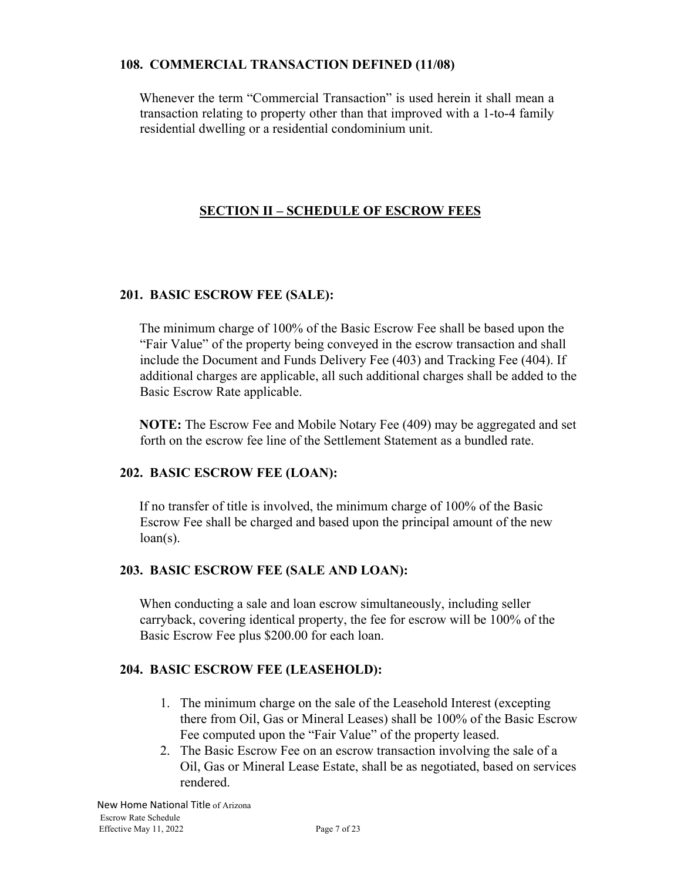### 108. COMMERCIAL TRANSACTION DEFINED (11/08)

Whenever the term "Commercial Transaction" is used herein it shall mean a transaction relating to property other than that improved with a 1-to-4 family residential dwelling or a residential condominium unit.

## SECTION II – SCHEDULE OF ESCROW FEES

### 201. BASIC ESCROW FEE (SALE):

The minimum charge of 100% of the Basic Escrow Fee shall be based upon the "Fair Value" of the property being conveyed in the escrow transaction and shall include the Document and Funds Delivery Fee (403) and Tracking Fee (404). If additional charges are applicable, all such additional charges shall be added to the Basic Escrow Rate applicable.

**NOTE:** The Escrow Fee and Mobile Notary Fee (409) may be aggregated and set forth on the escrow fee line of the Settlement Statement as a bundled rate.

### 202. BASIC ESCROW FEE (LOAN):

If no transfer of title is involved, the minimum charge of 100% of the Basic Escrow Fee shall be charged and based upon the principal amount of the new loan(s).

### 203. BASIC ESCROW FEE (SALE AND LOAN):

When conducting a sale and loan escrow simultaneously, including seller carryback, covering identical property, the fee for escrow will be 100% of the Basic Escrow Fee plus $200.00 for each loan.

### 204. BASIC ESCROW FEE (LEASEHOLD):

1. The minimum charge on the sale of the Leasehold Interest (excepting there from Oil, Gas or Mineral Leases) shall be 100% of the Basic Escrow Fee computed upon the "Fair Value" of the property leased.
2. The Basic Escrow Fee on an escrow transaction involving the sale of a Oil, Gas or Mineral Lease Estate, shall be as negotiated, based on services rendered.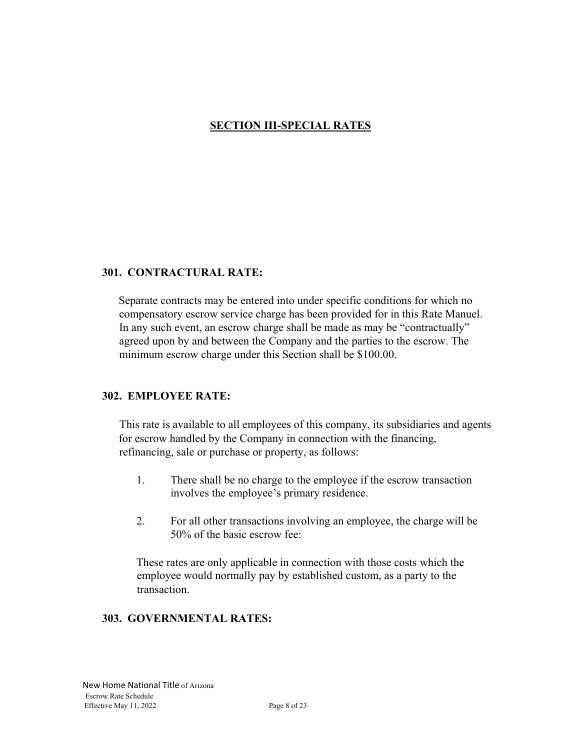## SECTION III-SPECIAL RATES

### 301. CONTRACTURAL RATE:

Separate contracts may be entered into under specific conditions for which no compensatory escrow service charge has been provided for in this Rate Manuel. In any such event, an escrow charge shall be made as may be "contractually" agreed upon by and between the Company and the parties to the escrow. The minimum escrow charge under this Section shall be $100.00.

### 302. EMPLOYEE RATE:

This rate is available to all employees of this company, its subsidiaries and agents for escrow handled by the Company in connection with the financing, refinancing, sale or purchase or property, as follows:

1. There shall be no charge to the employee if the escrow transaction involves the employee's primary residence.

2. For all other transactions involving an employee, the charge will be 50% of the basic escrow fee:

These rates are only applicable in connection with those costs which the employee would normally pay by established custom, as a party to the transaction.

### 303. GOVERNMENTAL RATES: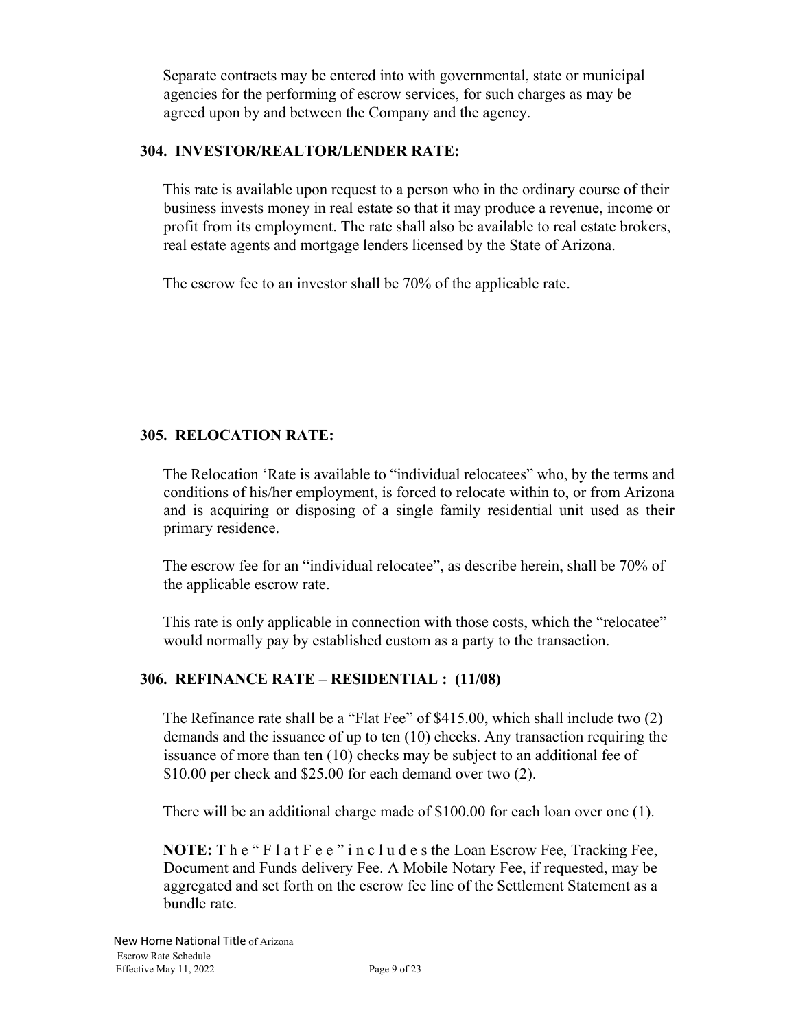Separate contracts may be entered into with governmental, state or municipal agencies for the performing of escrow services, for such charges as may be agreed upon by and between the Company and the agency.

### 304. INVESTOR/REALTOR/LENDER RATE:

This rate is available upon request to a person who in the ordinary course of their business invests money in real estate so that it may produce a revenue, income or profit from its employment. The rate shall also be available to real estate brokers, real estate agents and mortgage lenders licensed by the State of Arizona.

The escrow fee to an investor shall be 70% of the applicable rate.

### 305. RELOCATION RATE:

The Relocation 'Rate is available to "individual relocatees" who, by the terms and conditions of his/her employment, is forced to relocate within to, or from Arizona and is acquiring or disposing of a single family residential unit used as their primary residence.

The escrow fee for an "individual relocatee", as describe herein, shall be 70% of the applicable escrow rate.

This rate is only applicable in connection with those costs, which the "relocatee" would normally pay by established custom as a party to the transaction.

### 306. REFINANCE RATE – RESIDENTIAL : (11/08)

The Refinance rate shall be a "Flat Fee" of $415.00, which shall include two (2) demands and the issuance of up to ten (10) checks. Any transaction requiring the issuance of more than ten (10) checks may be subject to an additional fee of $10.00 per check and $25.00 for each demand over two (2).

There will be an additional charge made of $100.00 for each loan over one (1).

**NOTE:** The "Flat Fee" includes the Loan Escrow Fee, Tracking Fee, Document and Funds delivery Fee. A Mobile Notary Fee, if requested, may be aggregated and set forth on the escrow fee line of the Settlement Statement as a bundle rate.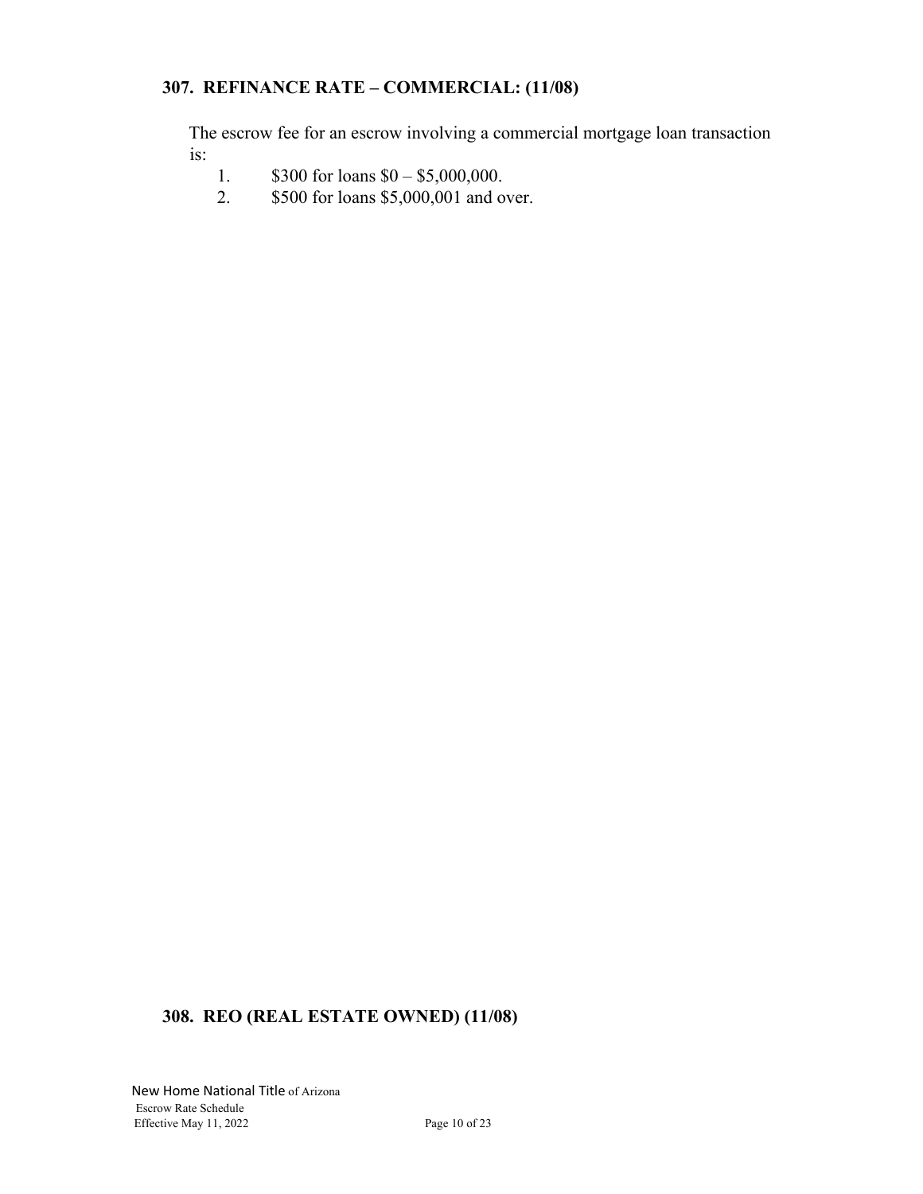## 307. REFINANCE RATE – COMMERCIAL: (11/08)

The escrow fee for an escrow involving a commercial mortgage loan transaction is:

1. $300 for loans $0 – $5,000,000.
2. $500 for loans $5,000,001 and over.

## 308. REO (REAL ESTATE OWNED) (11/08)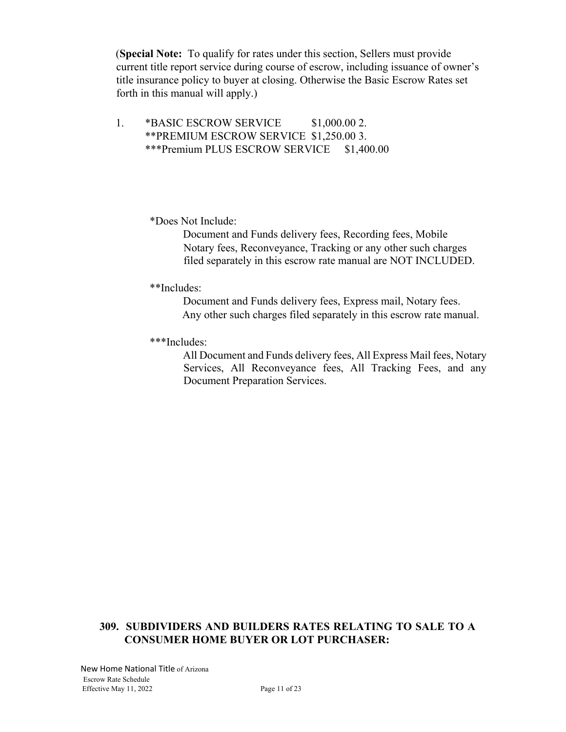(**Special Note:** To qualify for rates under this section, Sellers must provide current title report service during course of escrow, including issuance of owner's title insurance policy to buyer at closing. Otherwise the Basic Escrow Rates set forth in this manual will apply.)

1. *BASIC ESCROW SERVICE $1,000.00 2. **PREMIUM ESCROW SERVICE $1,250.00 3. ***Premium PLUS ESCROW SERVICE $1,400.00

*Does Not Include:

Document and Funds delivery fees, Recording fees, Mobile Notary fees, Reconveyance, Tracking or any other such charges filed separately in this escrow rate manual are NOT INCLUDED.

**Includes:

Document and Funds delivery fees, Express mail, Notary fees. Any other such charges filed separately in this escrow rate manual.

***Includes:

All Document and Funds delivery fees, All Express Mail fees, Notary Services, All Reconveyance fees, All Tracking Fees, and any Document Preparation Services.

## 309. SUBDIVIDERS AND BUILDERS RATES RELATING TO SALE TO A CONSUMER HOME BUYER OR LOT PURCHASER: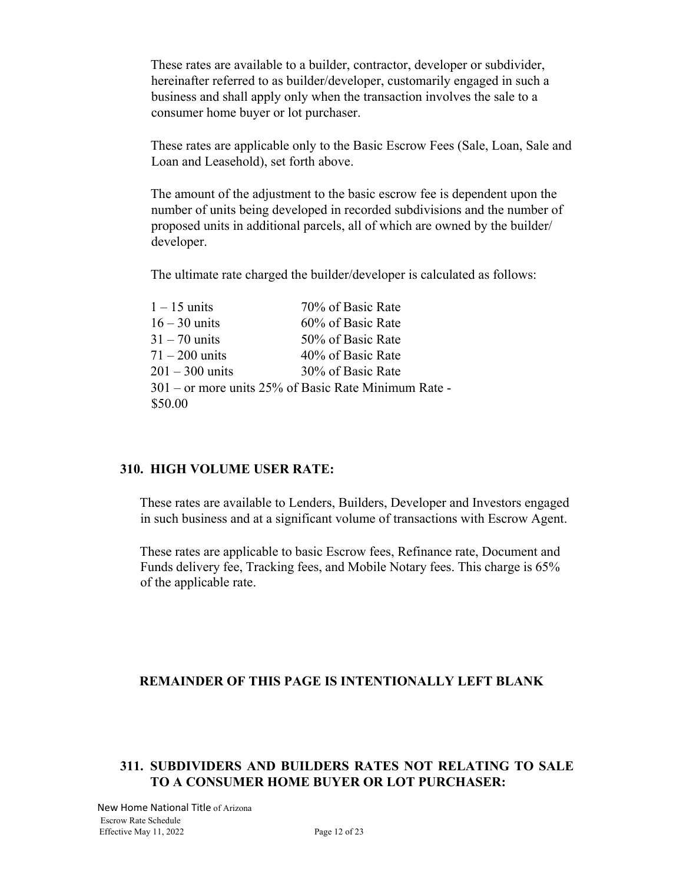These rates are available to a builder, contractor, developer or subdivider, hereinafter referred to as builder/developer, customarily engaged in such a business and shall apply only when the transaction involves the sale to a consumer home buyer or lot purchaser.

These rates are applicable only to the Basic Escrow Fees (Sale, Loan, Sale and Loan and Leasehold), set forth above.

The amount of the adjustment to the basic escrow fee is dependent upon the number of units being developed in recorded subdivisions and the number of proposed units in additional parcels, all of which are owned by the builder/ developer.

The ultimate rate charged the builder/developer is calculated as follows:

| | |
|---|---|
| 1 – 15 units | 70% of Basic Rate |
| 16 – 30 units | 60% of Basic Rate |
| 31 – 70 units | 50% of Basic Rate |
| 71 – 200 units | 40% of Basic Rate |
| 201 – 300 units | 30% of Basic Rate |

301 – or more units 25% of Basic Rate Minimum Rate - $50.00

## 310. HIGH VOLUME USER RATE:

These rates are available to Lenders, Builders, Developer and Investors engaged in such business and at a significant volume of transactions with Escrow Agent.

These rates are applicable to basic Escrow fees, Refinance rate, Document and Funds delivery fee, Tracking fees, and Mobile Notary fees. This charge is 65% of the applicable rate.

**REMAINDER OF THIS PAGE IS INTENTIONALLY LEFT BLANK**

## 311. SUBDIVIDERS AND BUILDERS RATES NOT RELATING TO SALE TO A CONSUMER HOME BUYER OR LOT PURCHASER: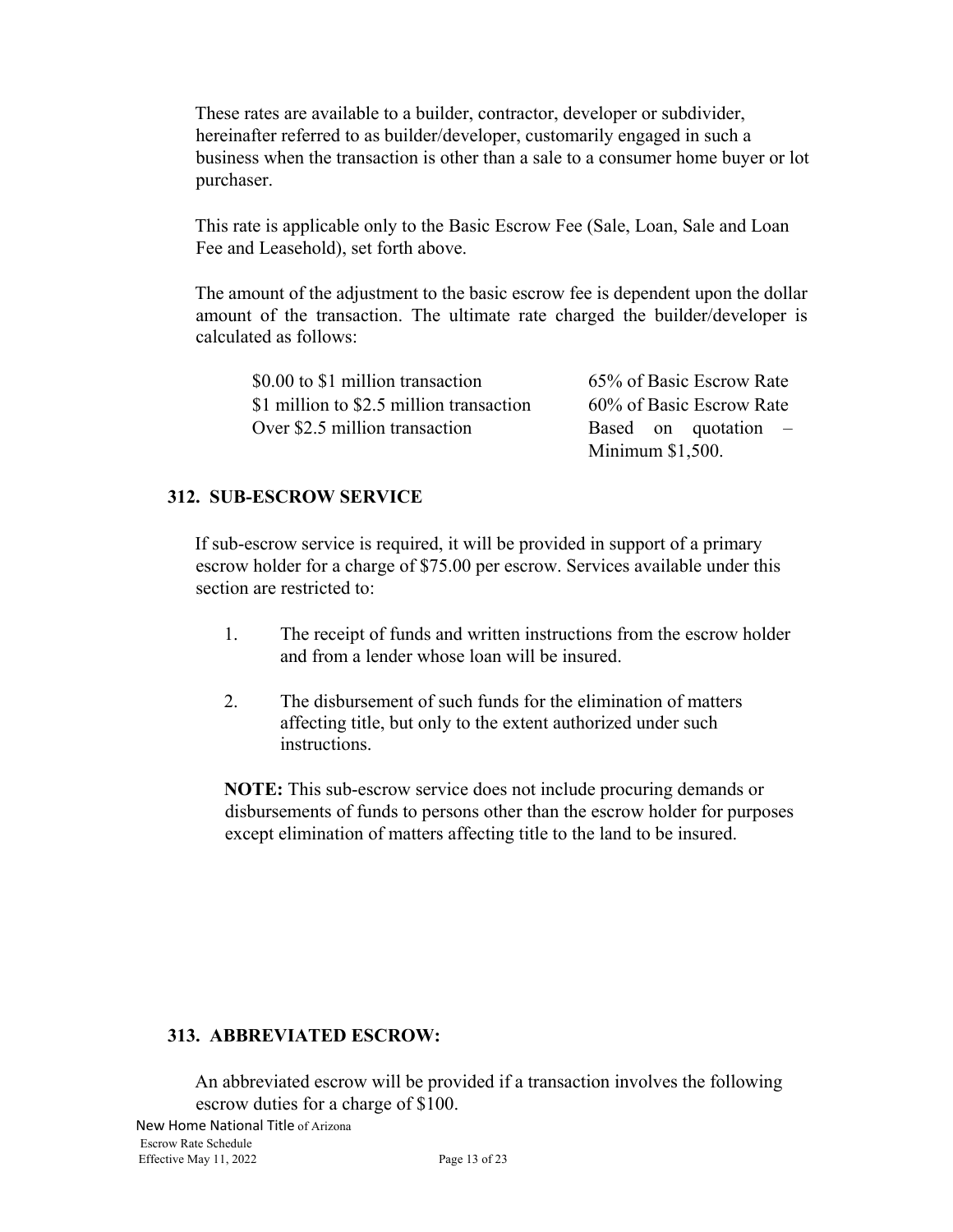These rates are available to a builder, contractor, developer or subdivider, hereinafter referred to as builder/developer, customarily engaged in such a business when the transaction is other than a sale to a consumer home buyer or lot purchaser.

This rate is applicable only to the Basic Escrow Fee (Sale, Loan, Sale and Loan Fee and Leasehold), set forth above.

The amount of the adjustment to the basic escrow fee is dependent upon the dollar amount of the transaction. The ultimate rate charged the builder/developer is calculated as follows:

| | |
|---|---|
| $0.00 to $1 million transaction | 65% of Basic Escrow Rate |
| $1 million to $2.5 million transaction | 60% of Basic Escrow Rate |
| Over $2.5 million transaction | Based on quotation – Minimum $1,500. |

## 312. SUB-ESCROW SERVICE

If sub-escrow service is required, it will be provided in support of a primary escrow holder for a charge of $75.00 per escrow. Services available under this section are restricted to:

1. The receipt of funds and written instructions from the escrow holder and from a lender whose loan will be insured.

2. The disbursement of such funds for the elimination of matters affecting title, but only to the extent authorized under such instructions.

**NOTE:** This sub-escrow service does not include procuring demands or disbursements of funds to persons other than the escrow holder for purposes except elimination of matters affecting title to the land to be insured.

## 313. ABBREVIATED ESCROW:

An abbreviated escrow will be provided if a transaction involves the following escrow duties for a charge of $100.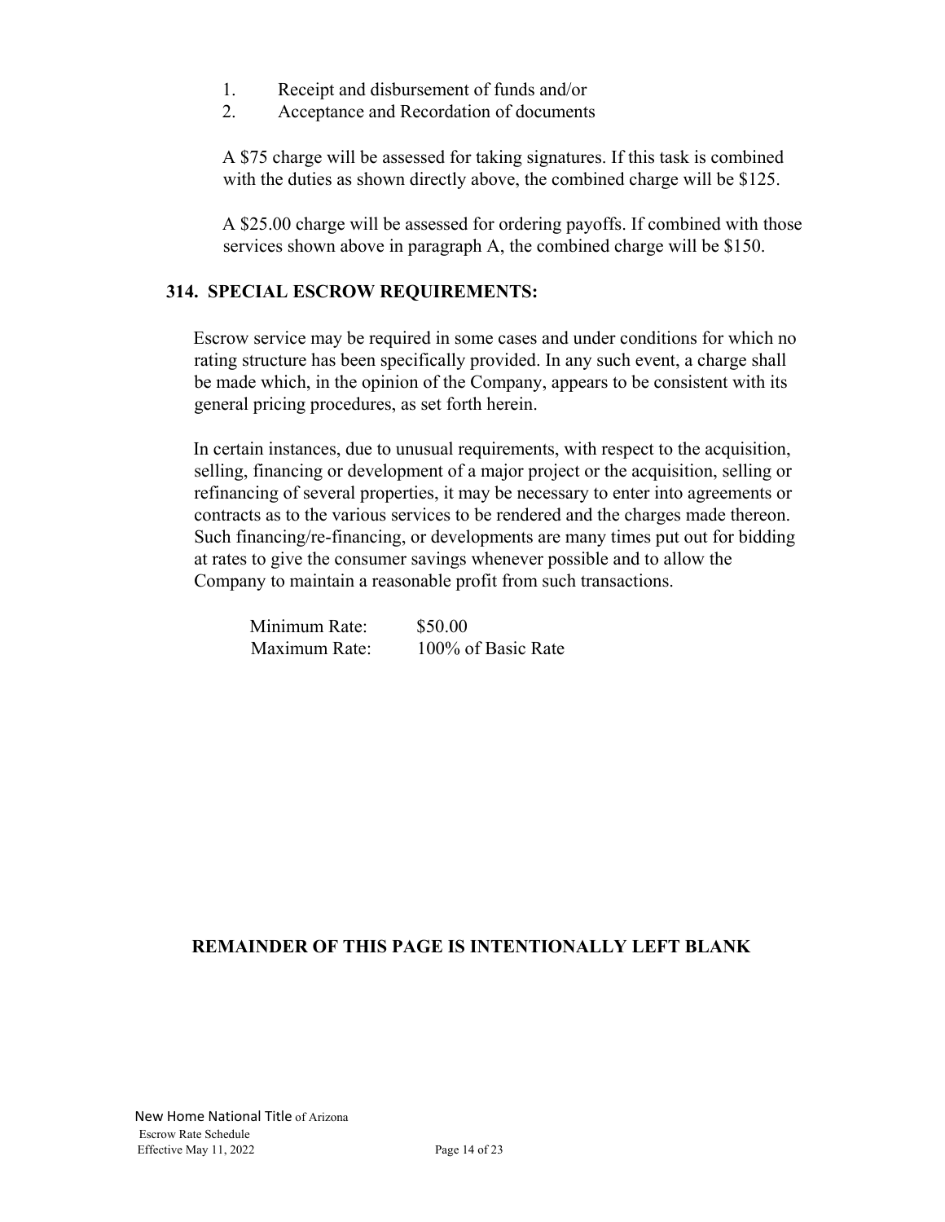1. Receipt and disbursement of funds and/or
2. Acceptance and Recordation of documents

A $75 charge will be assessed for taking signatures. If this task is combined with the duties as shown directly above, the combined charge will be $125.

A $25.00 charge will be assessed for ordering payoffs. If combined with those services shown above in paragraph A, the combined charge will be $150.

## 314. SPECIAL ESCROW REQUIREMENTS:

Escrow service may be required in some cases and under conditions for which no rating structure has been specifically provided. In any such event, a charge shall be made which, in the opinion of the Company, appears to be consistent with its general pricing procedures, as set forth herein.

In certain instances, due to unusual requirements, with respect to the acquisition, selling, financing or development of a major project or the acquisition, selling or refinancing of several properties, it may be necessary to enter into agreements or contracts as to the various services to be rendered and the charges made thereon. Such financing/re-financing, or developments are many times put out for bidding at rates to give the consumer savings whenever possible and to allow the Company to maintain a reasonable profit from such transactions.

| | |
|---|---|
| Minimum Rate: | $50.00 |
| Maximum Rate: | 100% of Basic Rate |

**REMAINDER OF THIS PAGE IS INTENTIONALLY LEFT BLANK**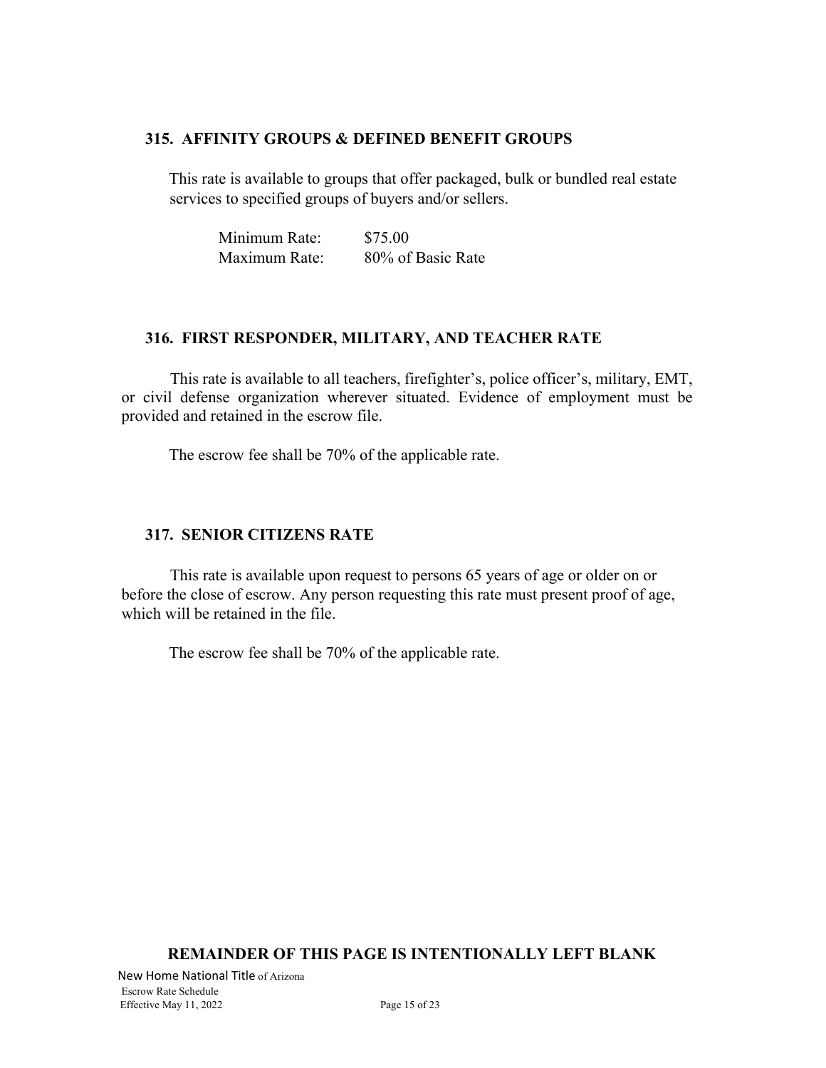## 315. AFFINITY GROUPS & DEFINED BENEFIT GROUPS

This rate is available to groups that offer packaged, bulk or bundled real estate services to specified groups of buyers and/or sellers.

| | |
|---|---|
| Minimum Rate: | $75.00 |
| Maximum Rate: | 80% of Basic Rate |

## 316. FIRST RESPONDER, MILITARY, AND TEACHER RATE

This rate is available to all teachers, firefighter's, police officer's, military, EMT, or civil defense organization wherever situated. Evidence of employment must be provided and retained in the escrow file.

The escrow fee shall be 70% of the applicable rate.

## 317. SENIOR CITIZENS RATE

This rate is available upon request to persons 65 years of age or older on or before the close of escrow. Any person requesting this rate must present proof of age, which will be retained in the file.

The escrow fee shall be 70% of the applicable rate.

**REMAINDER OF THIS PAGE IS INTENTIONALLY LEFT BLANK**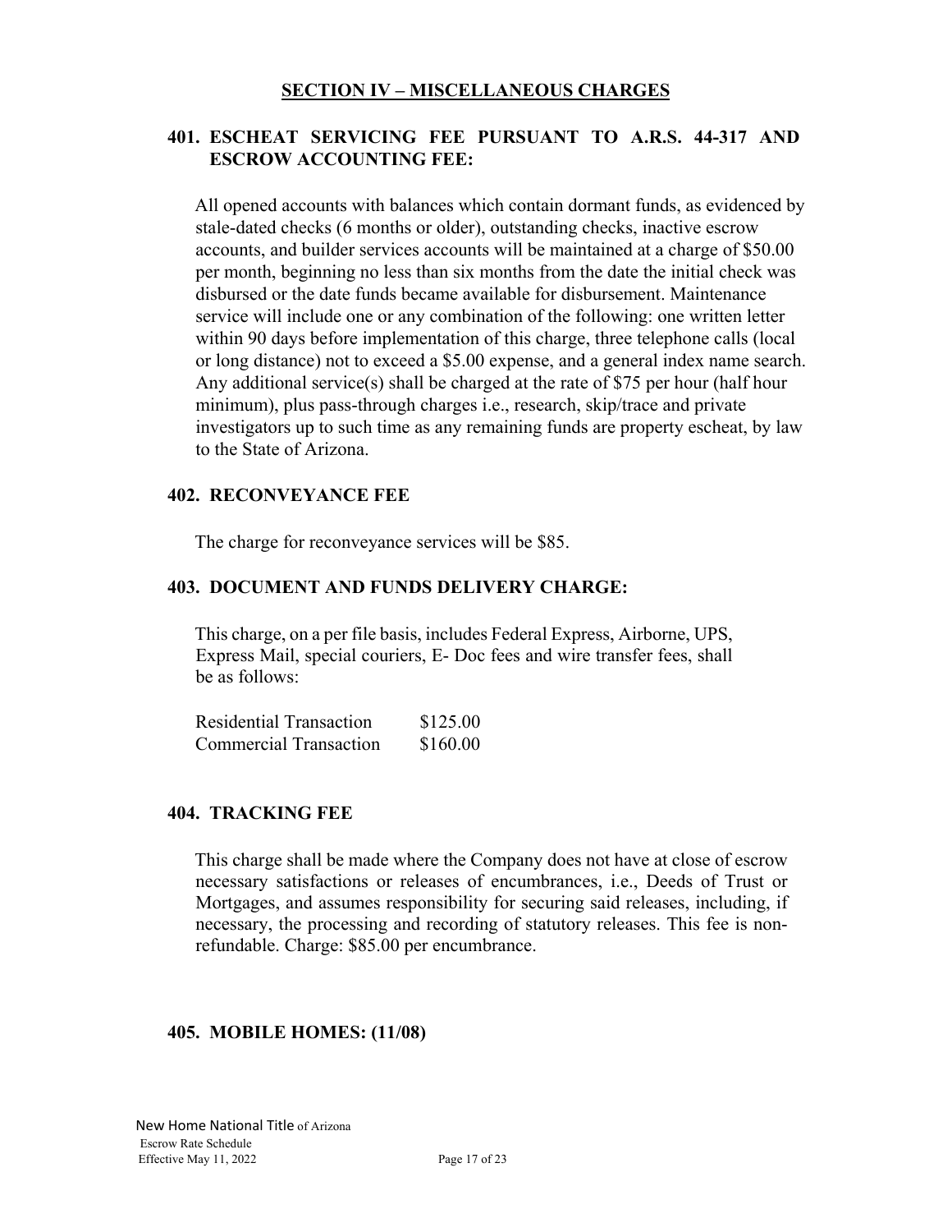## SECTION IV – MISCELLANEOUS CHARGES

### 401. ESCHEAT SERVICING FEE PURSUANT TO A.R.S. 44-317 AND ESCROW ACCOUNTING FEE:

All opened accounts with balances which contain dormant funds, as evidenced by stale-dated checks (6 months or older), outstanding checks, inactive escrow accounts, and builder services accounts will be maintained at a charge of $50.00 per month, beginning no less than six months from the date the initial check was disbursed or the date funds became available for disbursement. Maintenance service will include one or any combination of the following: one written letter within 90 days before implementation of this charge, three telephone calls (local or long distance) not to exceed a $5.00 expense, and a general index name search. Any additional service(s) shall be charged at the rate of $75 per hour (half hour minimum), plus pass-through charges i.e., research, skip/trace and private investigators up to such time as any remaining funds are property escheat, by law to the State of Arizona.

### 402. RECONVEYANCE FEE

The charge for reconveyance services will be $85.

### 403. DOCUMENT AND FUNDS DELIVERY CHARGE:

This charge, on a per file basis, includes Federal Express, Airborne, UPS, Express Mail, special couriers, E- Doc fees and wire transfer fees, shall be as follows:

| | |
|---|---|
| Residential Transaction | $125.00 |
| Commercial Transaction | $160.00 |

### 404. TRACKING FEE

This charge shall be made where the Company does not have at close of escrow necessary satisfactions or releases of encumbrances, i.e., Deeds of Trust or Mortgages, and assumes responsibility for securing said releases, including, if necessary, the processing and recording of statutory releases. This fee is non-refundable. Charge: $85.00 per encumbrance.

### 405. MOBILE HOMES: (11/08)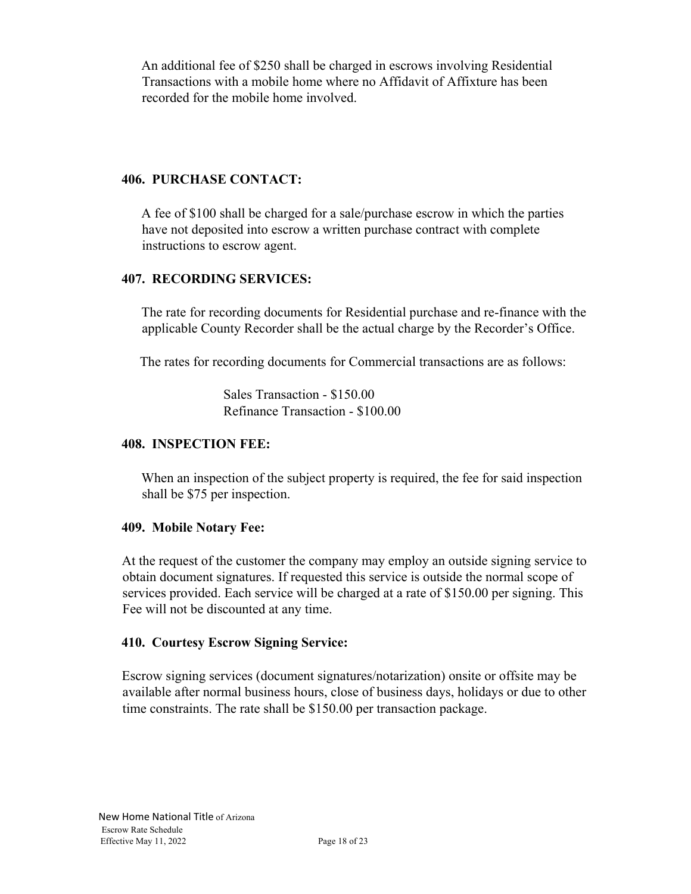An additional fee of $250 shall be charged in escrows involving Residential Transactions with a mobile home where no Affidavit of Affixture has been recorded for the mobile home involved.

### 406. PURCHASE CONTACT:

A fee of $100 shall be charged for a sale/purchase escrow in which the parties have not deposited into escrow a written purchase contract with complete instructions to escrow agent.

### 407. RECORDING SERVICES:

The rate for recording documents for Residential purchase and re-finance with the applicable County Recorder shall be the actual charge by the Recorder's Office.

The rates for recording documents for Commercial transactions are as follows:

Sales Transaction - $150.00
Refinance Transaction - $100.00

### 408. INSPECTION FEE:

When an inspection of the subject property is required, the fee for said inspection shall be $75 per inspection.

### 409. Mobile Notary Fee:

At the request of the customer the company may employ an outside signing service to obtain document signatures. If requested this service is outside the normal scope of services provided. Each service will be charged at a rate of $150.00 per signing. This Fee will not be discounted at any time.

### 410. Courtesy Escrow Signing Service:

Escrow signing services (document signatures/notarization) onsite or offsite may be available after normal business hours, close of business days, holidays or due to other time constraints. The rate shall be $150.00 per transaction package.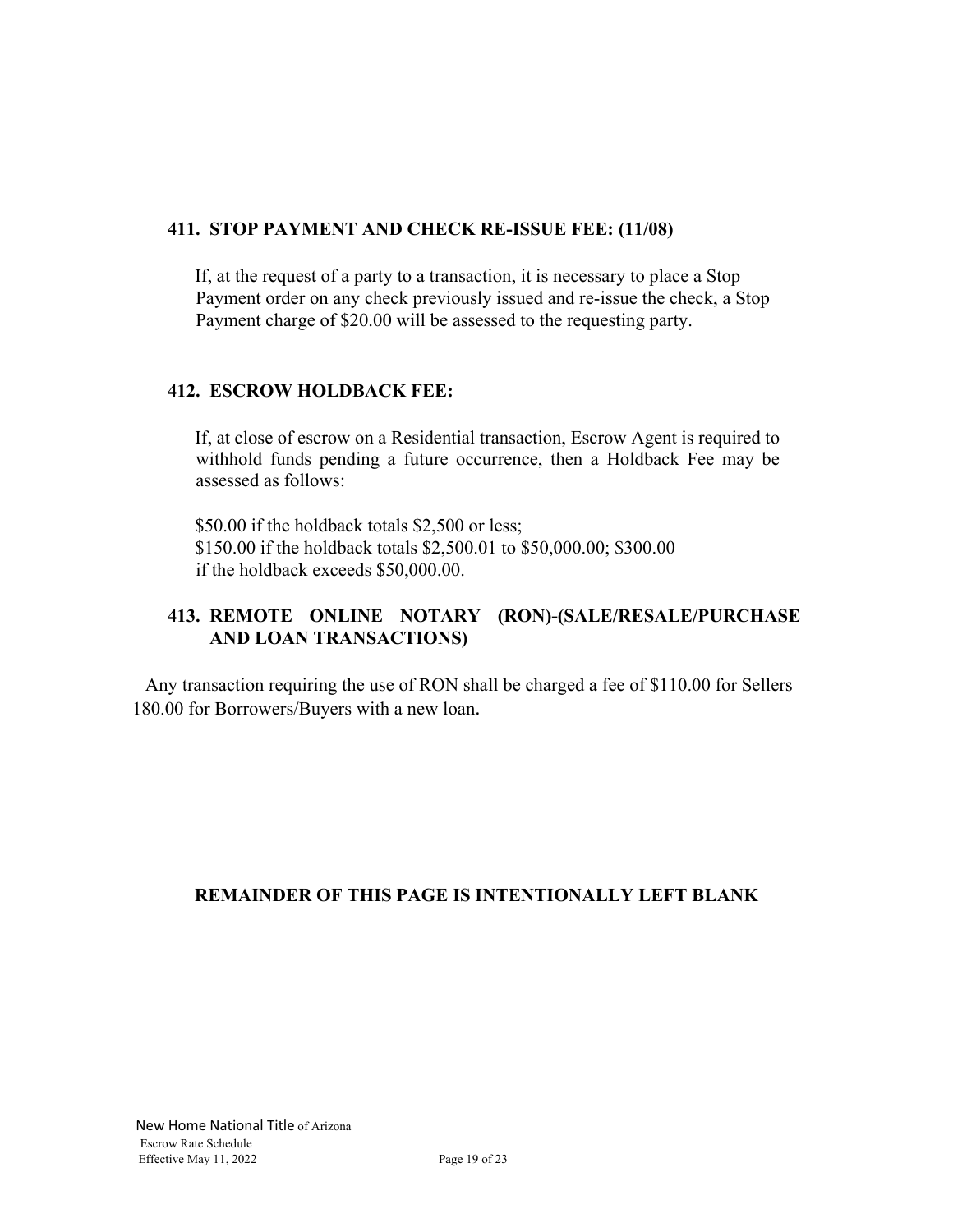## 411. STOP PAYMENT AND CHECK RE-ISSUE FEE: (11/08)

If, at the request of a party to a transaction, it is necessary to place a Stop Payment order on any check previously issued and re-issue the check, a Stop Payment charge of $20.00 will be assessed to the requesting party.

## 412. ESCROW HOLDBACK FEE:

If, at close of escrow on a Residential transaction, Escrow Agent is required to withhold funds pending a future occurrence, then a Holdback Fee may be assessed as follows:

$50.00 if the holdback totals $2,500 or less;
$150.00 if the holdback totals $2,500.01 to $50,000.00; $300.00 if the holdback exceeds $50,000.00.

## 413. REMOTE ONLINE NOTARY (RON)-(SALE/RESALE/PURCHASE AND LOAN TRANSACTIONS)

Any transaction requiring the use of RON shall be charged a fee of $110.00 for Sellers 180.00 for Borrowers/Buyers with a new loan.

**REMAINDER OF THIS PAGE IS INTENTIONALLY LEFT BLANK**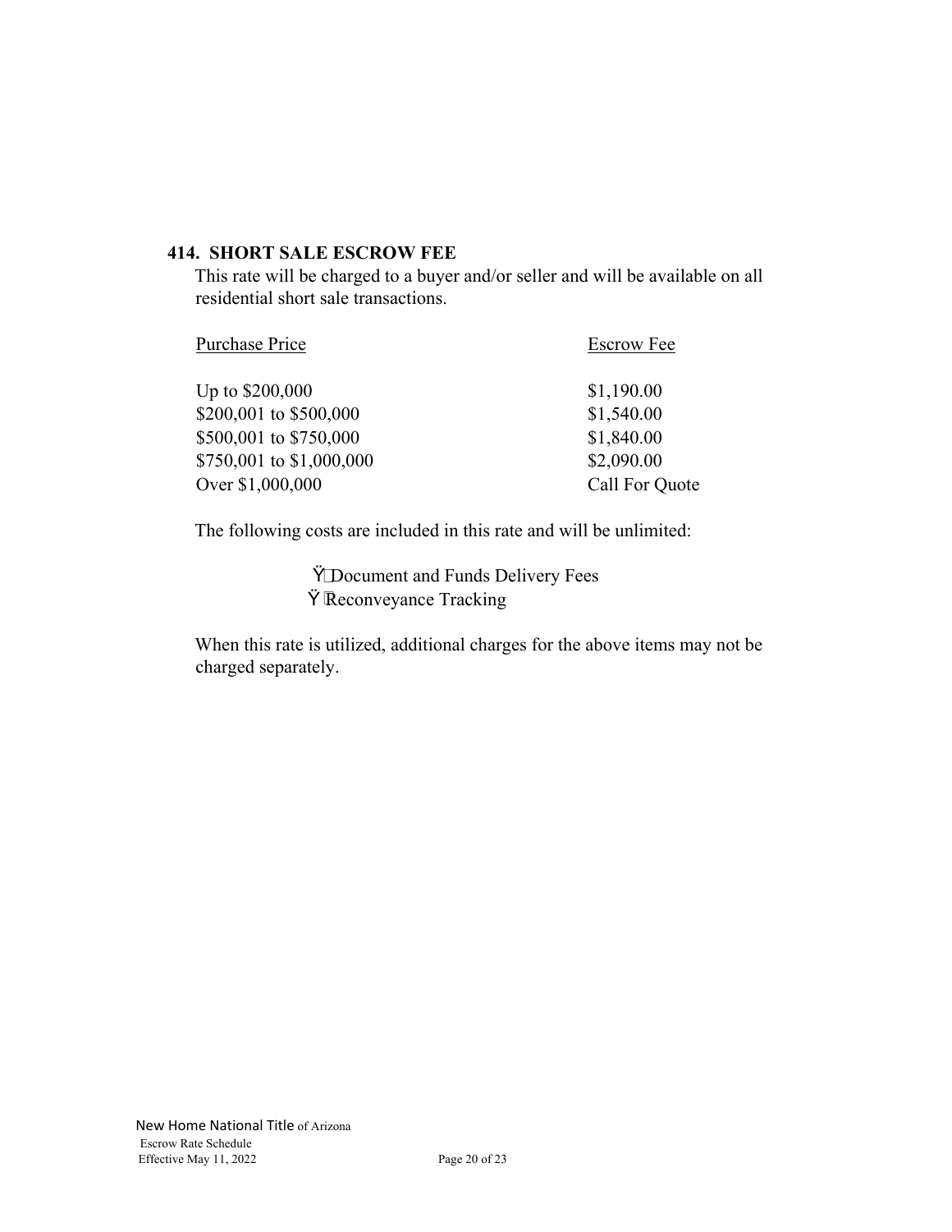### 414. SHORT SALE ESCROW FEE

This rate will be charged to a buyer and/or seller and will be available on all residential short sale transactions.

| Purchase Price | Escrow Fee |
|---|---|
| Up to $200,000 | $1,190.00 |
| $200,001 to $500,000 | $1,540.00 |
| $500,001 to $750,000 | $1,840.00 |
| $750,001 to $1,000,000 | $2,090.00 |
| Over $1,000,000 | Call For Quote |

The following costs are included in this rate and will be unlimited:

- Document and Funds Delivery Fees
- Reconveyance Tracking

When this rate is utilized, additional charges for the above items may not be charged separately.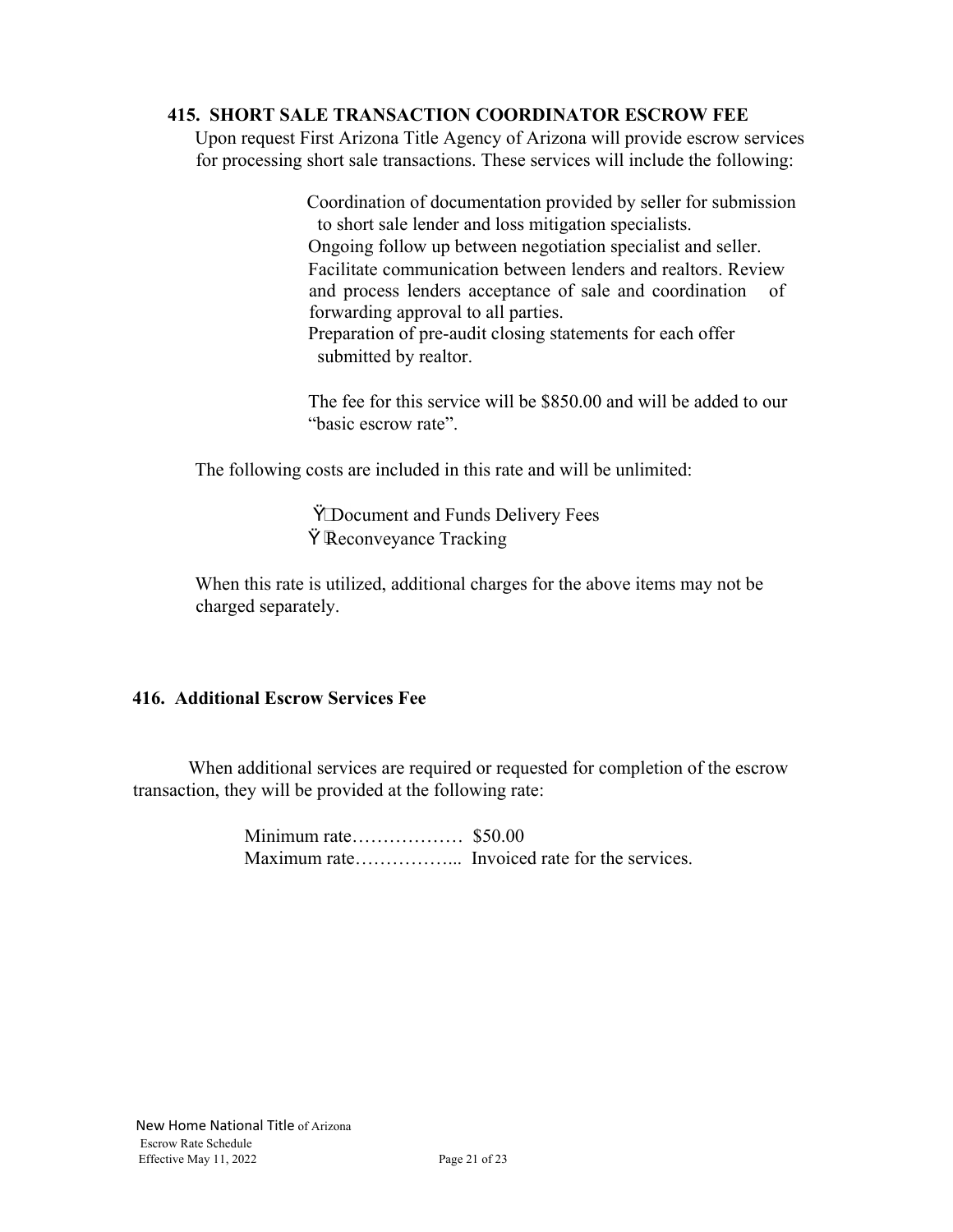## 415. SHORT SALE TRANSACTION COORDINATOR ESCROW FEE

Upon request First Arizona Title Agency of Arizona will provide escrow services for processing short sale transactions. These services will include the following:

Coordination of documentation provided by seller for submission to short sale lender and loss mitigation specialists.
Ongoing follow up between negotiation specialist and seller.
Facilitate communication between lenders and realtors. Review and process lenders acceptance of sale and coordination of forwarding approval to all parties.
Preparation of pre-audit closing statements for each offer submitted by realtor.

The fee for this service will be $850.00 and will be added to our "basic escrow rate".

The following costs are included in this rate and will be unlimited:

- Document and Funds Delivery Fees
- Reconveyance Tracking

When this rate is utilized, additional charges for the above items may not be charged separately.

## 416. Additional Escrow Services Fee

When additional services are required or requested for completion of the escrow transaction, they will be provided at the following rate:

Minimum rate……………… $50.00
Maximum rate……………... Invoiced rate for the services.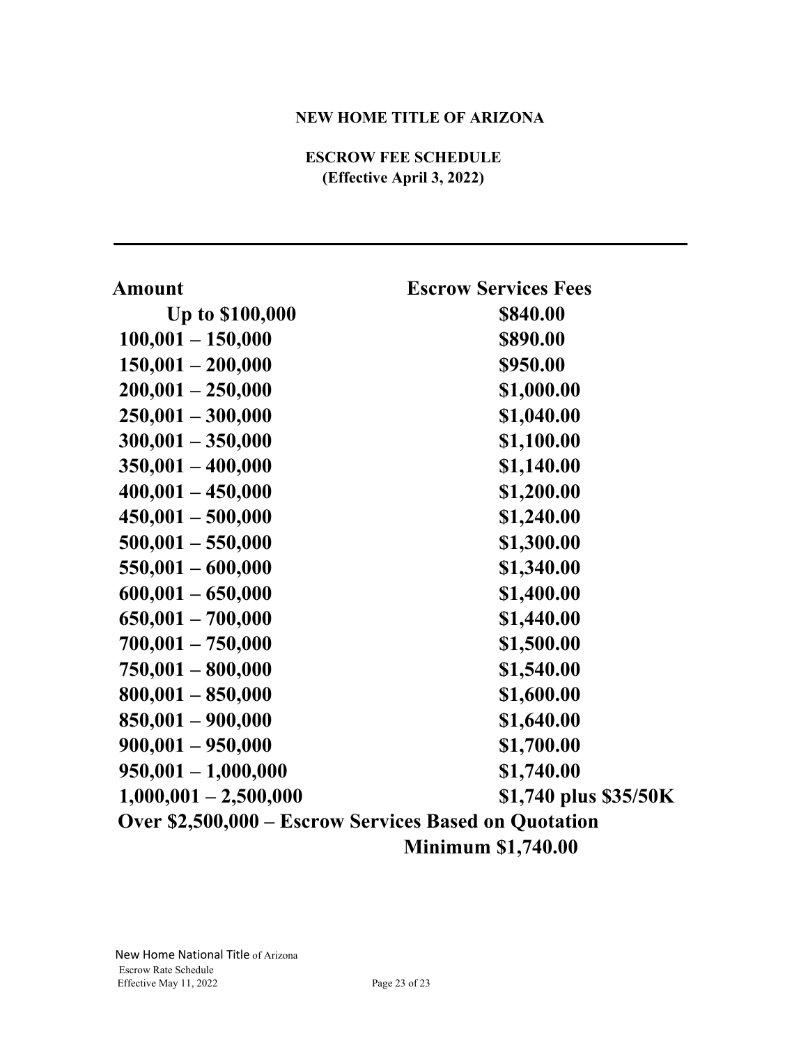**NEW HOME TITLE OF ARIZONA**

**ESCROW FEE SCHEDULE**
**(Effective April 3, 2022)**

---

| Amount | Escrow Services Fees |
| --- | --- |
| Up to $100,000 | $840.00 |
| 100,001 – 150,000 | $890.00 |
| 150,001 – 200,000 | $950.00 |
| 200,001 – 250,000 | $1,000.00 |
| 250,001 – 300,000 | $1,040.00 |
| 300,001 – 350,000 | $1,100.00 |
| 350,001 – 400,000 | $1,140.00 |
| 400,001 – 450,000 | $1,200.00 |
| 450,001 – 500,000 | $1,240.00 |
| 500,001 – 550,000 | $1,300.00 |
| 550,001 – 600,000 | $1,340.00 |
| 600,001 – 650,000 | $1,400.00 |
| 650,001 – 700,000 | $1,440.00 |
| 700,001 – 750,000 | $1,500.00 |
| 750,001 – 800,000 | $1,540.00 |
| 800,001 – 850,000 | $1,600.00 |
| 850,001 – 900,000 | $1,640.00 |
| 900,001 – 950,000 | $1,700.00 |
| 950,001 – 1,000,000 | $1,740.00 |
| 1,000,001 – 2,500,000 | $1,740 plus $35/50K |
| Over $2,500,000 – Escrow Services Based on Quotation | Minimum $1,740.00 |